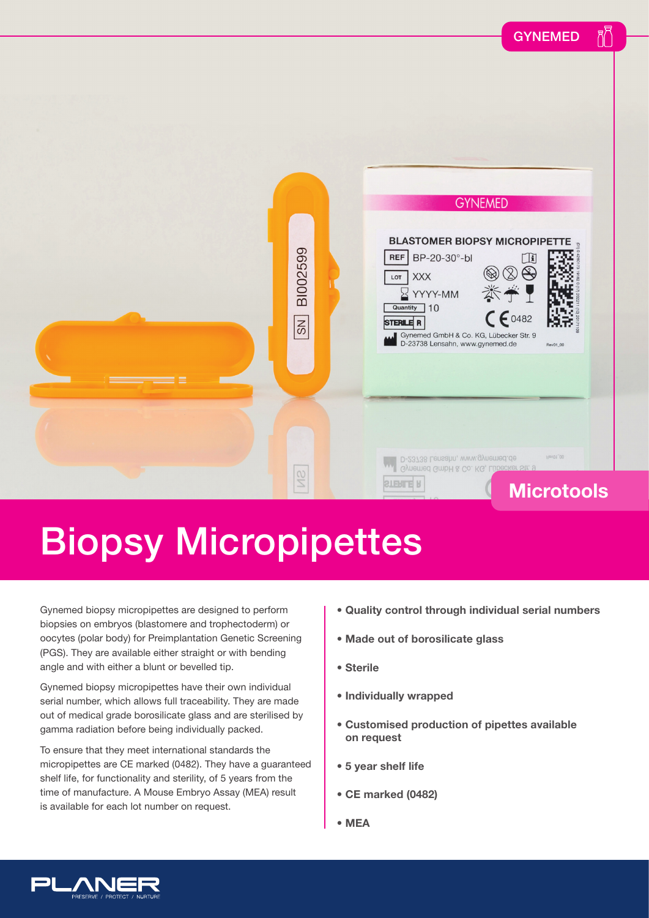# Biopsy Micropipettes

Microtools

Gynemed biopsy micropipettes are designed to perform biopsies on embryos (blastomere and trophectoderm) or oocytes (polar body) for Preimplantation Genetic Screening (PGS). They are available either straight or with bending angle and with either a blunt or bevelled tip.

Gynemed biopsy micropipettes have their own individual serial number, which allows full traceability. They are made out of medical grade borosilicate glass and are sterilised by gamma radiation before being individually packed.

To ensure that they meet international standards the micropipettes are CE marked (0482). They have a guaranteed shelf life, for functionality and sterility, of 5 years from the time of manufacture. A Mouse Embryo Assay (MEA) result is available for each lot number on request.

- **Quality control through individual serial numbers**
- **Made out of borosilicate glass**
- **Sterile**
- **Individually wrapped**
- **Customised production of pipettes available on request**
- **5 year shelf life**
- **CE marked (0482)**
- **MEA**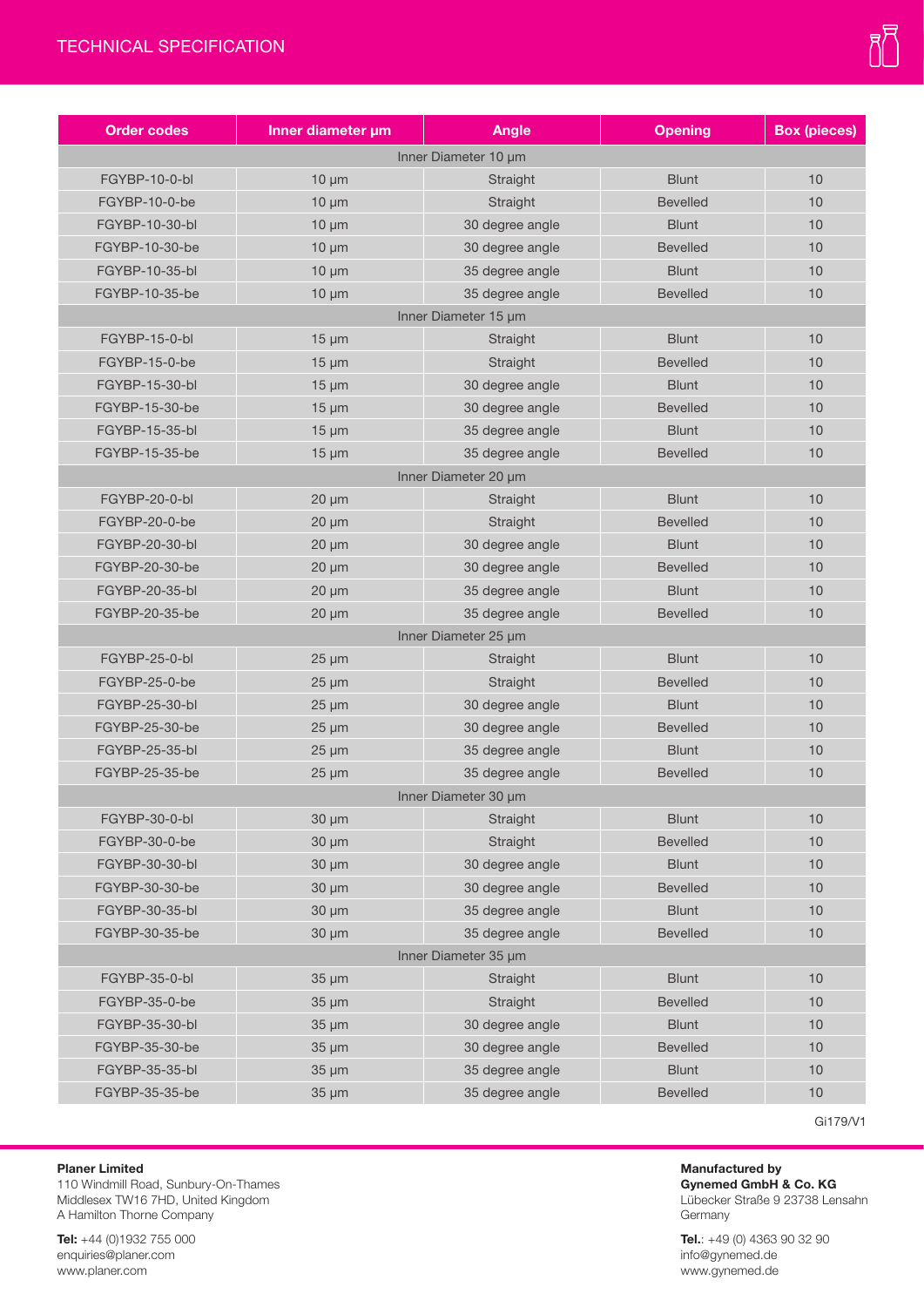# TECHNICAL SPECIFICATION

| Order codes | Inner diameter µm | Angle | Opening | Box (pieces) |
|---|---|---|---|---|
| Inner Diameter 10 µm | | | | |
| FGYBP-10-0-bl | 10 µm | Straight | Blunt | 10 |
| FGYBP-10-0-be | 10 µm | Straight | Bevelled | 10 |
| FGYBP-10-30-bl | 10 µm | 30 degree angle | Blunt | 10 |
| FGYBP-10-30-be | 10 µm | 30 degree angle | Bevelled | 10 |
| FGYBP-10-35-bl | 10 µm | 35 degree angle | Blunt | 10 |
| FGYBP-10-35-be | 10 µm | 35 degree angle | Bevelled | 10 |
| Inner Diameter 15 µm | | | | |
| FGYBP-15-0-bl | 15 µm | Straight | Blunt | 10 |
| FGYBP-15-0-be | 15 µm | Straight | Bevelled | 10 |
| FGYBP-15-30-bl | 15 µm | 30 degree angle | Blunt | 10 |
| FGYBP-15-30-be | 15 µm | 30 degree angle | Bevelled | 10 |
| FGYBP-15-35-bl | 15 µm | 35 degree angle | Blunt | 10 |
| FGYBP-15-35-be | 15 µm | 35 degree angle | Bevelled | 10 |
| Inner Diameter 20 µm | | | | |
| FGYBP-20-0-bl | 20 µm | Straight | Blunt | 10 |
| FGYBP-20-0-be | 20 µm | Straight | Bevelled | 10 |
| FGYBP-20-30-bl | 20 µm | 30 degree angle | Blunt | 10 |
| FGYBP-20-30-be | 20 µm | 30 degree angle | Bevelled | 10 |
| FGYBP-20-35-bl | 20 µm | 35 degree angle | Blunt | 10 |
| FGYBP-20-35-be | 20 µm | 35 degree angle | Bevelled | 10 |
| Inner Diameter 25 µm | | | | |
| FGYBP-25-0-bl | 25 µm | Straight | Blunt | 10 |
| FGYBP-25-0-be | 25 µm | Straight | Bevelled | 10 |
| FGYBP-25-30-bl | 25 µm | 30 degree angle | Blunt | 10 |
| FGYBP-25-30-be | 25 µm | 30 degree angle | Bevelled | 10 |
| FGYBP-25-35-bl | 25 µm | 35 degree angle | Blunt | 10 |
| FGYBP-25-35-be | 25 µm | 35 degree angle | Bevelled | 10 |
| Inner Diameter 30 µm | | | | |
| FGYBP-30-0-bl | 30 µm | Straight | Blunt | 10 |
| FGYBP-30-0-be | 30 µm | Straight | Bevelled | 10 |
| FGYBP-30-30-bl | 30 µm | 30 degree angle | Blunt | 10 |
| FGYBP-30-30-be | 30 µm | 30 degree angle | Bevelled | 10 |
| FGYBP-30-35-bl | 30 µm | 35 degree angle | Blunt | 10 |
| FGYBP-30-35-be | 30 µm | 35 degree angle | Bevelled | 10 |
| Inner Diameter 35 µm | | | | |
| FGYBP-35-0-bl | 35 µm | Straight | Blunt | 10 |
| FGYBP-35-0-be | 35 µm | Straight | Bevelled | 10 |
| FGYBP-35-30-bl | 35 µm | 30 degree angle | Blunt | 10 |
| FGYBP-35-30-be | 35 µm | 30 degree angle | Bevelled | 10 |
| FGYBP-35-35-bl | 35 µm | 35 degree angle | Blunt | 10 |
| FGYBP-35-35-be | 35 µm | 35 degree angle | Bevelled | 10 |

Gi179/V1

**Planer Limited**
110 Windmill Road, Sunbury-On-Thames
Middlesex TW16 7HD, United Kingdom
A Hamilton Thorne Company

**Tel:** +44 (0)1932 755 000
enquiries@planer.com
www.planer.com

**Manufactured by**
**Gynemed GmbH & Co. KG**
Lübecker Straße 9 23738 Lensahn
Germany

**Tel.**: +49 (0) 4363 90 32 90
info@gynemed.de
www.gynemed.de